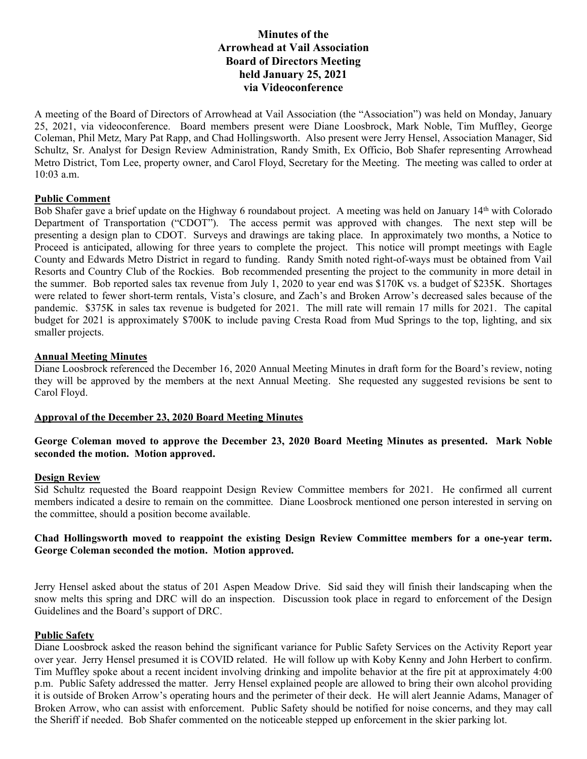# Minutes of the Arrowhead at Vail Association Board of Directors Meeting held January 25, 2021 via Videoconference

A meeting of the Board of Directors of Arrowhead at Vail Association (the "Association") was held on Monday, January 25, 2021, via videoconference. Board members present were Diane Loosbrock, Mark Noble, Tim Muffley, George Coleman, Phil Metz, Mary Pat Rapp, and Chad Hollingsworth. Also present were Jerry Hensel, Association Manager, Sid Schultz, Sr. Analyst for Design Review Administration, Randy Smith, Ex Officio, Bob Shafer representing Arrowhead Metro District, Tom Lee, property owner, and Carol Floyd, Secretary for the Meeting. The meeting was called to order at 10:03 a.m.

## Public Comment

Bob Shafer gave a brief update on the Highway 6 roundabout project. A meeting was held on January 14th with Colorado Department of Transportation ("CDOT"). The access permit was approved with changes. The next step will be presenting a design plan to CDOT. Surveys and drawings are taking place. In approximately two months, a Notice to Proceed is anticipated, allowing for three years to complete the project. This notice will prompt meetings with Eagle County and Edwards Metro District in regard to funding. Randy Smith noted right-of-ways must be obtained from Vail Resorts and Country Club of the Rockies. Bob recommended presenting the project to the community in more detail in the summer. Bob reported sales tax revenue from July 1, 2020 to year end was $170K vs. a budget of $235K. Shortages were related to fewer short-term rentals, Vista's closure, and Zach's and Broken Arrow's decreased sales because of the pandemic. $375K in sales tax revenue is budgeted for 2021. The mill rate will remain 17 mills for 2021. The capital budget for 2021 is approximately $700K to include paving Cresta Road from Mud Springs to the top, lighting, and six smaller projects.

## Annual Meeting Minutes

Diane Loosbrock referenced the December 16, 2020 Annual Meeting Minutes in draft form for the Board's review, noting they will be approved by the members at the next Annual Meeting. She requested any suggested revisions be sent to Carol Floyd.

## Approval of the December 23, 2020 Board Meeting Minutes

**George Coleman moved to approve the December 23, 2020 Board Meeting Minutes as presented. Mark Noble seconded the motion. Motion approved.**

## Design Review

Sid Schultz requested the Board reappoint Design Review Committee members for 2021. He confirmed all current members indicated a desire to remain on the committee. Diane Loosbrock mentioned one person interested in serving on the committee, should a position become available.

**Chad Hollingsworth moved to reappoint the existing Design Review Committee members for a one-year term. George Coleman seconded the motion. Motion approved.**

Jerry Hensel asked about the status of 201 Aspen Meadow Drive. Sid said they will finish their landscaping when the snow melts this spring and DRC will do an inspection. Discussion took place in regard to enforcement of the Design Guidelines and the Board's support of DRC.

## Public Safety

Diane Loosbrock asked the reason behind the significant variance for Public Safety Services on the Activity Report year over year. Jerry Hensel presumed it is COVID related. He will follow up with Koby Kenny and John Herbert to confirm. Tim Muffley spoke about a recent incident involving drinking and impolite behavior at the fire pit at approximately 4:00 p.m. Public Safety addressed the matter. Jerry Hensel explained people are allowed to bring their own alcohol providing it is outside of Broken Arrow's operating hours and the perimeter of their deck. He will alert Jeannie Adams, Manager of Broken Arrow, who can assist with enforcement. Public Safety should be notified for noise concerns, and they may call the Sheriff if needed. Bob Shafer commented on the noticeable stepped up enforcement in the skier parking lot.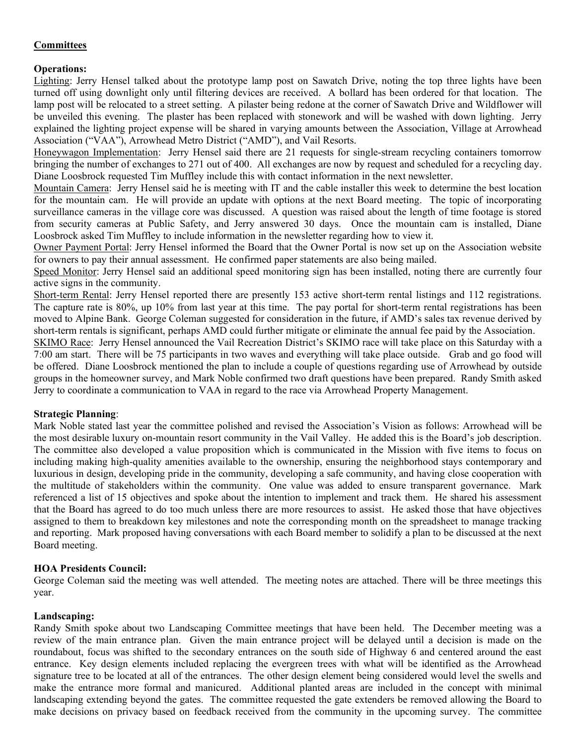## Committees

### Operations:

Lighting: Jerry Hensel talked about the prototype lamp post on Sawatch Drive, noting the top three lights have been turned off using downlight only until filtering devices are received. A bollard has been ordered for that location. The lamp post will be relocated to a street setting. A pilaster being redone at the corner of Sawatch Drive and Wildflower will be unveiled this evening. The plaster has been replaced with stonework and will be washed with down lighting. Jerry explained the lighting project expense will be shared in varying amounts between the Association, Village at Arrowhead Association ("VAA"), Arrowhead Metro District ("AMD"), and Vail Resorts.

Honeywagon Implementation: Jerry Hensel said there are 21 requests for single-stream recycling containers tomorrow bringing the number of exchanges to 271 out of 400. All exchanges are now by request and scheduled for a recycling day. Diane Loosbrock requested Tim Muffley include this with contact information in the next newsletter.

Mountain Camera: Jerry Hensel said he is meeting with IT and the cable installer this week to determine the best location for the mountain cam. He will provide an update with options at the next Board meeting. The topic of incorporating surveillance cameras in the village core was discussed. A question was raised about the length of time footage is stored from security cameras at Public Safety, and Jerry answered 30 days. Once the mountain cam is installed, Diane Loosbrock asked Tim Muffley to include information in the newsletter regarding how to view it.

Owner Payment Portal: Jerry Hensel informed the Board that the Owner Portal is now set up on the Association website for owners to pay their annual assessment. He confirmed paper statements are also being mailed.

Speed Monitor: Jerry Hensel said an additional speed monitoring sign has been installed, noting there are currently four active signs in the community.

Short-term Rental: Jerry Hensel reported there are presently 153 active short-term rental listings and 112 registrations. The capture rate is 80%, up 10% from last year at this time. The pay portal for short-term rental registrations has been moved to Alpine Bank. George Coleman suggested for consideration in the future, if AMD's sales tax revenue derived by short-term rentals is significant, perhaps AMD could further mitigate or eliminate the annual fee paid by the Association.

SKIMO Race: Jerry Hensel announced the Vail Recreation District's SKIMO race will take place on this Saturday with a 7:00 am start. There will be 75 participants in two waves and everything will take place outside. Grab and go food will be offered. Diane Loosbrock mentioned the plan to include a couple of questions regarding use of Arrowhead by outside groups in the homeowner survey, and Mark Noble confirmed two draft questions have been prepared. Randy Smith asked Jerry to coordinate a communication to VAA in regard to the race via Arrowhead Property Management.

### Strategic Planning:

Mark Noble stated last year the committee polished and revised the Association's Vision as follows: Arrowhead will be the most desirable luxury on-mountain resort community in the Vail Valley. He added this is the Board's job description. The committee also developed a value proposition which is communicated in the Mission with five items to focus on including making high-quality amenities available to the ownership, ensuring the neighborhood stays contemporary and luxurious in design, developing pride in the community, developing a safe community, and having close cooperation with the multitude of stakeholders within the community. One value was added to ensure transparent governance. Mark referenced a list of 15 objectives and spoke about the intention to implement and track them. He shared his assessment that the Board has agreed to do too much unless there are more resources to assist. He asked those that have objectives assigned to them to breakdown key milestones and note the corresponding month on the spreadsheet to manage tracking and reporting. Mark proposed having conversations with each Board member to solidify a plan to be discussed at the next Board meeting.

### HOA Presidents Council:

George Coleman said the meeting was well attended. The meeting notes are attached. There will be three meetings this year.

### Landscaping:

Randy Smith spoke about two Landscaping Committee meetings that have been held. The December meeting was a review of the main entrance plan. Given the main entrance project will be delayed until a decision is made on the roundabout, focus was shifted to the secondary entrances on the south side of Highway 6 and centered around the east entrance. Key design elements included replacing the evergreen trees with what will be identified as the Arrowhead signature tree to be located at all of the entrances. The other design element being considered would level the swells and make the entrance more formal and manicured. Additional planted areas are included in the concept with minimal landscaping extending beyond the gates. The committee requested the gate extenders be removed allowing the Board to make decisions on privacy based on feedback received from the community in the upcoming survey. The committee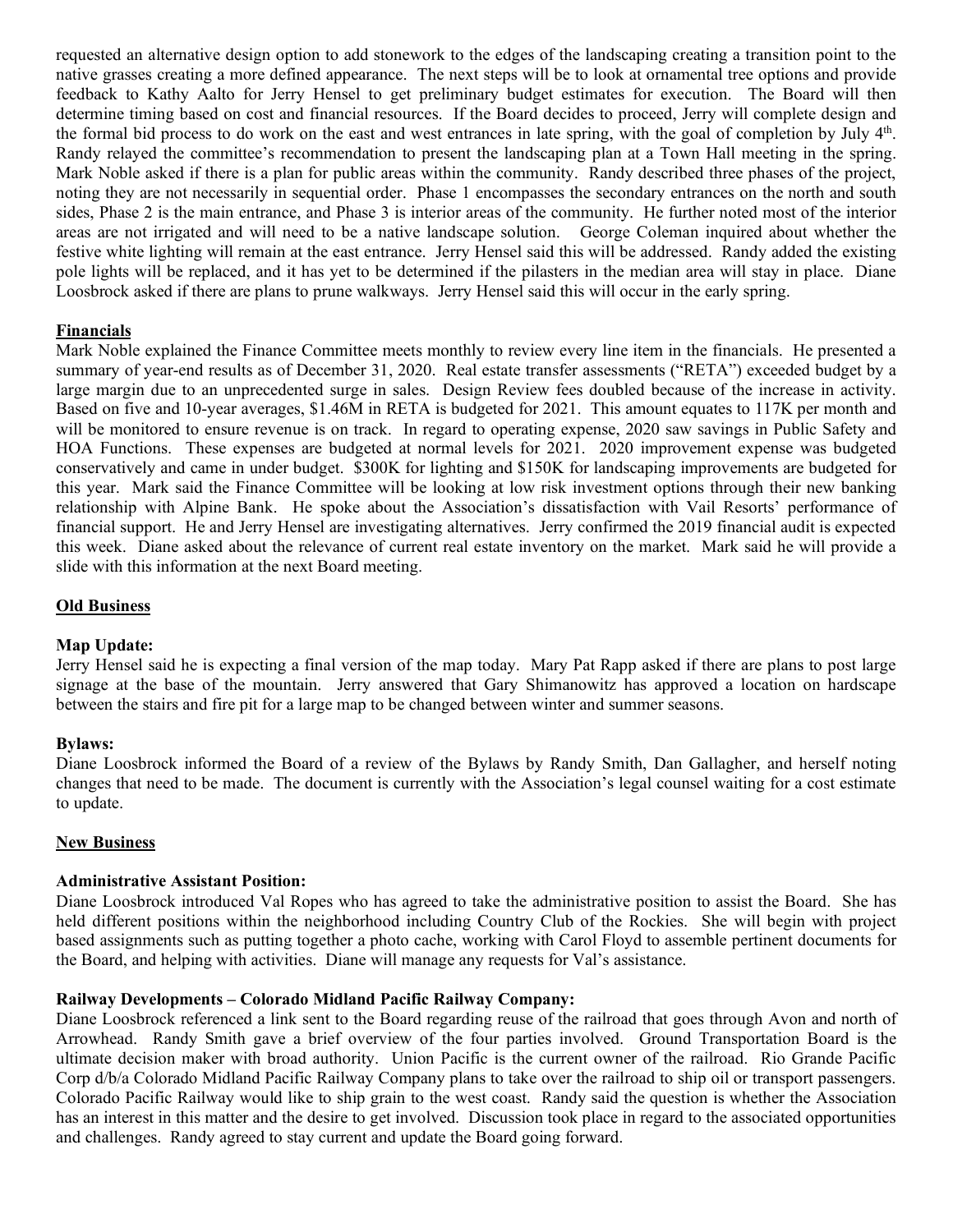requested an alternative design option to add stonework to the edges of the landscaping creating a transition point to the native grasses creating a more defined appearance. The next steps will be to look at ornamental tree options and provide feedback to Kathy Aalto for Jerry Hensel to get preliminary budget estimates for execution. The Board will then determine timing based on cost and financial resources. If the Board decides to proceed, Jerry will complete design and the formal bid process to do work on the east and west entrances in late spring, with the goal of completion by July 4th. Randy relayed the committee's recommendation to present the landscaping plan at a Town Hall meeting in the spring. Mark Noble asked if there is a plan for public areas within the community. Randy described three phases of the project, noting they are not necessarily in sequential order. Phase 1 encompasses the secondary entrances on the north and south sides, Phase 2 is the main entrance, and Phase 3 is interior areas of the community. He further noted most of the interior areas are not irrigated and will need to be a native landscape solution. George Coleman inquired about whether the festive white lighting will remain at the east entrance. Jerry Hensel said this will be addressed. Randy added the existing pole lights will be replaced, and it has yet to be determined if the pilasters in the median area will stay in place. Diane Loosbrock asked if there are plans to prune walkways. Jerry Hensel said this will occur in the early spring.

## Financials

Mark Noble explained the Finance Committee meets monthly to review every line item in the financials. He presented a summary of year-end results as of December 31, 2020. Real estate transfer assessments ("RETA") exceeded budget by a large margin due to an unprecedented surge in sales. Design Review fees doubled because of the increase in activity. Based on five and 10-year averages, $1.46M in RETA is budgeted for 2021. This amount equates to 117K per month and will be monitored to ensure revenue is on track. In regard to operating expense, 2020 saw savings in Public Safety and HOA Functions. These expenses are budgeted at normal levels for 2021. 2020 improvement expense was budgeted conservatively and came in under budget. $300K for lighting and $150K for landscaping improvements are budgeted for this year. Mark said the Finance Committee will be looking at low risk investment options through their new banking relationship with Alpine Bank. He spoke about the Association's dissatisfaction with Vail Resorts' performance of financial support. He and Jerry Hensel are investigating alternatives. Jerry confirmed the 2019 financial audit is expected this week. Diane asked about the relevance of current real estate inventory on the market. Mark said he will provide a slide with this information at the next Board meeting.

## Old Business

### Map Update:

Jerry Hensel said he is expecting a final version of the map today. Mary Pat Rapp asked if there are plans to post large signage at the base of the mountain. Jerry answered that Gary Shimanowitz has approved a location on hardscape between the stairs and fire pit for a large map to be changed between winter and summer seasons.

### Bylaws:

Diane Loosbrock informed the Board of a review of the Bylaws by Randy Smith, Dan Gallagher, and herself noting changes that need to be made. The document is currently with the Association's legal counsel waiting for a cost estimate to update.

## New Business

### Administrative Assistant Position:

Diane Loosbrock introduced Val Ropes who has agreed to take the administrative position to assist the Board. She has held different positions within the neighborhood including Country Club of the Rockies. She will begin with project based assignments such as putting together a photo cache, working with Carol Floyd to assemble pertinent documents for the Board, and helping with activities. Diane will manage any requests for Val's assistance.

### Railway Developments – Colorado Midland Pacific Railway Company:

Diane Loosbrock referenced a link sent to the Board regarding reuse of the railroad that goes through Avon and north of Arrowhead. Randy Smith gave a brief overview of the four parties involved. Ground Transportation Board is the ultimate decision maker with broad authority. Union Pacific is the current owner of the railroad. Rio Grande Pacific Corp d/b/a Colorado Midland Pacific Railway Company plans to take over the railroad to ship oil or transport passengers. Colorado Pacific Railway would like to ship grain to the west coast. Randy said the question is whether the Association has an interest in this matter and the desire to get involved. Discussion took place in regard to the associated opportunities and challenges. Randy agreed to stay current and update the Board going forward.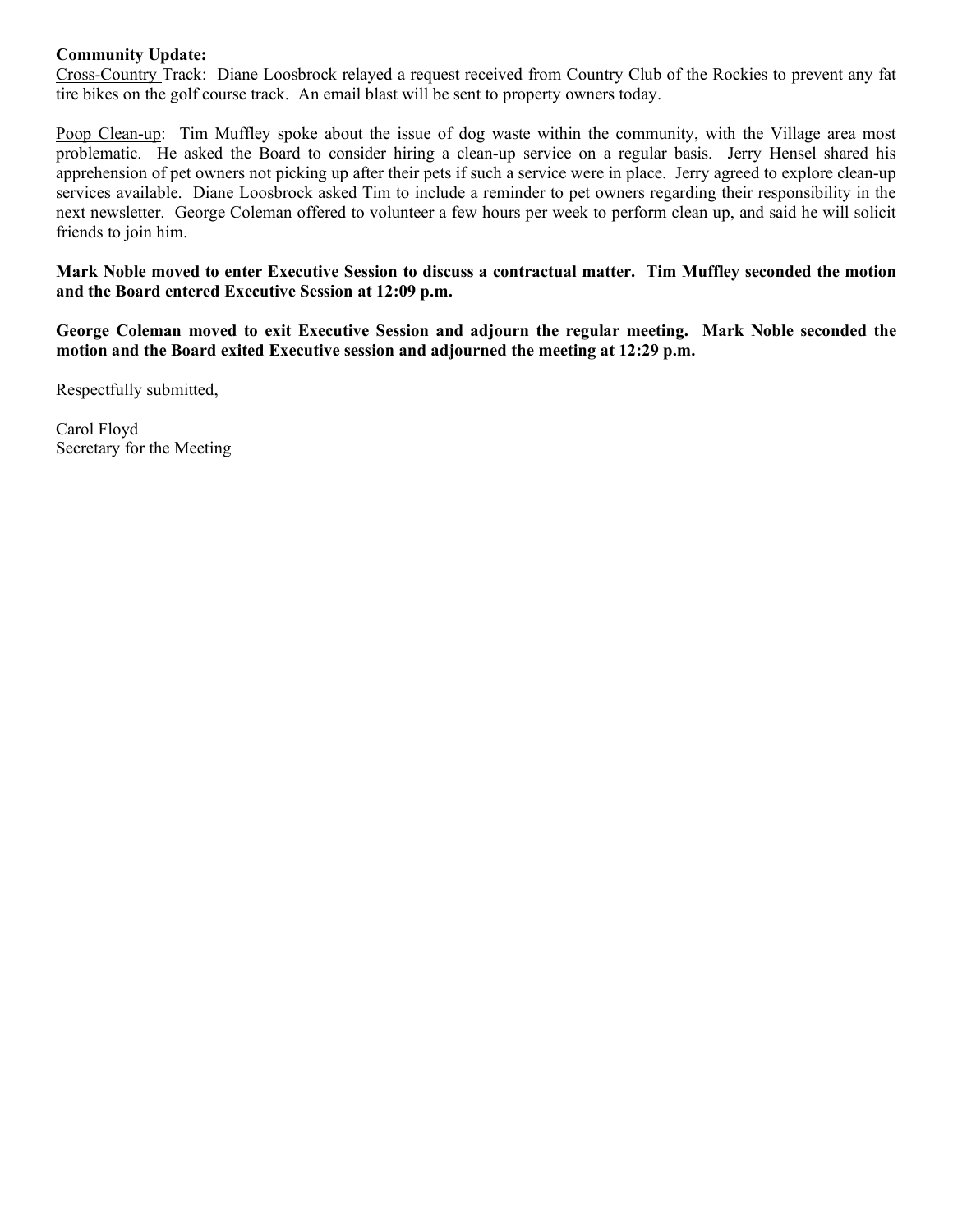**Community Update:**

Cross-Country Track: Diane Loosbrock relayed a request received from Country Club of the Rockies to prevent any fat tire bikes on the golf course track. An email blast will be sent to property owners today.

Poop Clean-up: Tim Muffley spoke about the issue of dog waste within the community, with the Village area most problematic. He asked the Board to consider hiring a clean-up service on a regular basis. Jerry Hensel shared his apprehension of pet owners not picking up after their pets if such a service were in place. Jerry agreed to explore clean-up services available. Diane Loosbrock asked Tim to include a reminder to pet owners regarding their responsibility in the next newsletter. George Coleman offered to volunteer a few hours per week to perform clean up, and said he will solicit friends to join him.

**Mark Noble moved to enter Executive Session to discuss a contractual matter. Tim Muffley seconded the motion and the Board entered Executive Session at 12:09 p.m.**

**George Coleman moved to exit Executive Session and adjourn the regular meeting. Mark Noble seconded the motion and the Board exited Executive session and adjourned the meeting at 12:29 p.m.**

Respectfully submitted,

Carol Floyd
Secretary for the Meeting